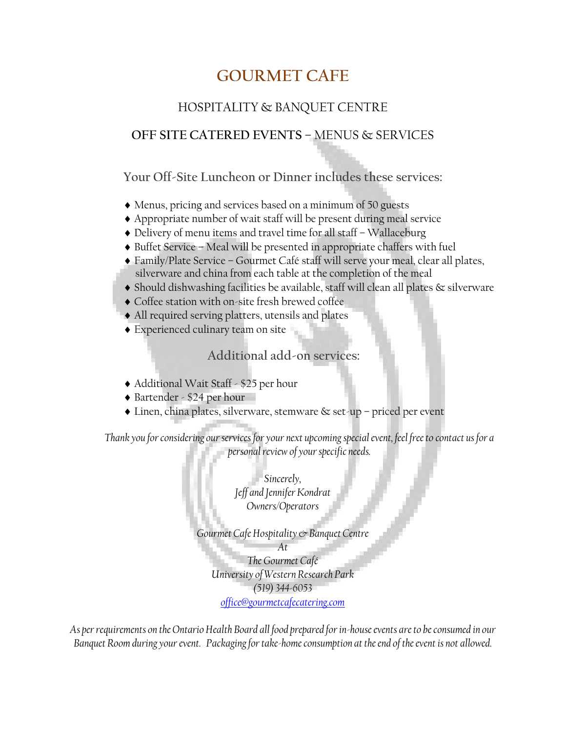# GOURMET CAFE

## HOSPITALITY & BANQUET CENTRE

## OFF SITE CATERED EVENTS – MENUS & SERVICES

### Your Off-Site Luncheon or Dinner includes these services:

- ♦ Menus, pricing and services based on a minimum of 50 guests
- ♦ Appropriate number of wait staff will be present during meal service
- ♦ Delivery of menu items and travel time for all staff – Wallaceburg
- ♦ Buffet Service – Meal will be presented in appropriate chaffers with fuel
- ♦ Family/Plate Service – Gourmet Café staff will serve your meal, clear all plates, silverware and china from each table at the completion of the meal
- ♦ Should dishwashing facilities be available, staff will clean all plates & silverware
- ♦ Coffee station with on-site fresh brewed coffee
- ♦ All required serving platters, utensils and plates
- ♦ Experienced culinary team on site

### Additional add-on services:

- ♦ Additional Wait Staff - $25 per hour
- ♦ Bartender - $24 per hour
- ♦ Linen, china plates, silverware, stemware & set-up – priced per event

*Thank you for considering our services for your next upcoming special event, feel free to contact us for a personal review of your specific needs.*

*Sincerely,*
*Jeff and Jennifer Kondrat*
*Owners/Operators*

*Gourmet Cafe Hospitality & Banquet Centre*
*At*
*The Gourmet Café*
*University of Western Research Park*
*(519) 344-6053*
*office@gourmetcafecatering.com*

*As per requirements on the Ontario Health Board all food prepared for in-house events are to be consumed in our Banquet Room during your event. Packaging for take-home consumption at the end of the event is not allowed.*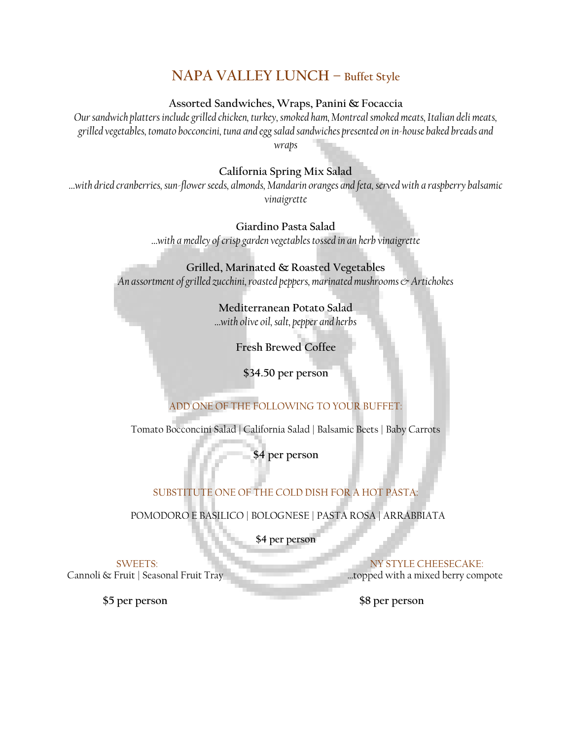# NAPA VALLEY LUNCH – Buffet Style

**Assorted Sandwiches, Wraps, Panini & Focaccia**

*Our sandwich platters include grilled chicken, turkey, smoked ham, Montreal smoked meats, Italian deli meats, grilled vegetables, tomato bocconcini, tuna and egg salad sandwiches presented on in-house baked breads and wraps*

**California Spring Mix Salad**

*...with dried cranberries, sun-flower seeds, almonds, Mandarin oranges and feta, served with a raspberry balsamic vinaigrette*

**Giardino Pasta Salad**

*...with a medley of crisp garden vegetables tossed in an herb vinaigrette*

**Grilled, Marinated & Roasted Vegetables**

*An assortment of grilled zucchini, roasted peppers, marinated mushrooms & Artichokes*

**Mediterranean Potato Salad**

*...with olive oil, salt, pepper and herbs*

**Fresh Brewed Coffee**

**$34.50 per person**

ADD ONE OF THE FOLLOWING TO YOUR BUFFET:

Tomato Bocconcini Salad | California Salad | Balsamic Beets | Baby Carrots

**$4 per person**

SUBSTITUTE ONE OF THE COLD DISH FOR A HOT PASTA:

POMODORO E BASILICO | BOLOGNESE | PASTA ROSA | ARRABBIATA

**$4 per person**

SWEETS:

Cannoli & Fruit | Seasonal Fruit Tray

**$5 per person**

NY STYLE CHEESECAKE:

...topped with a mixed berry compote

**$8 per person**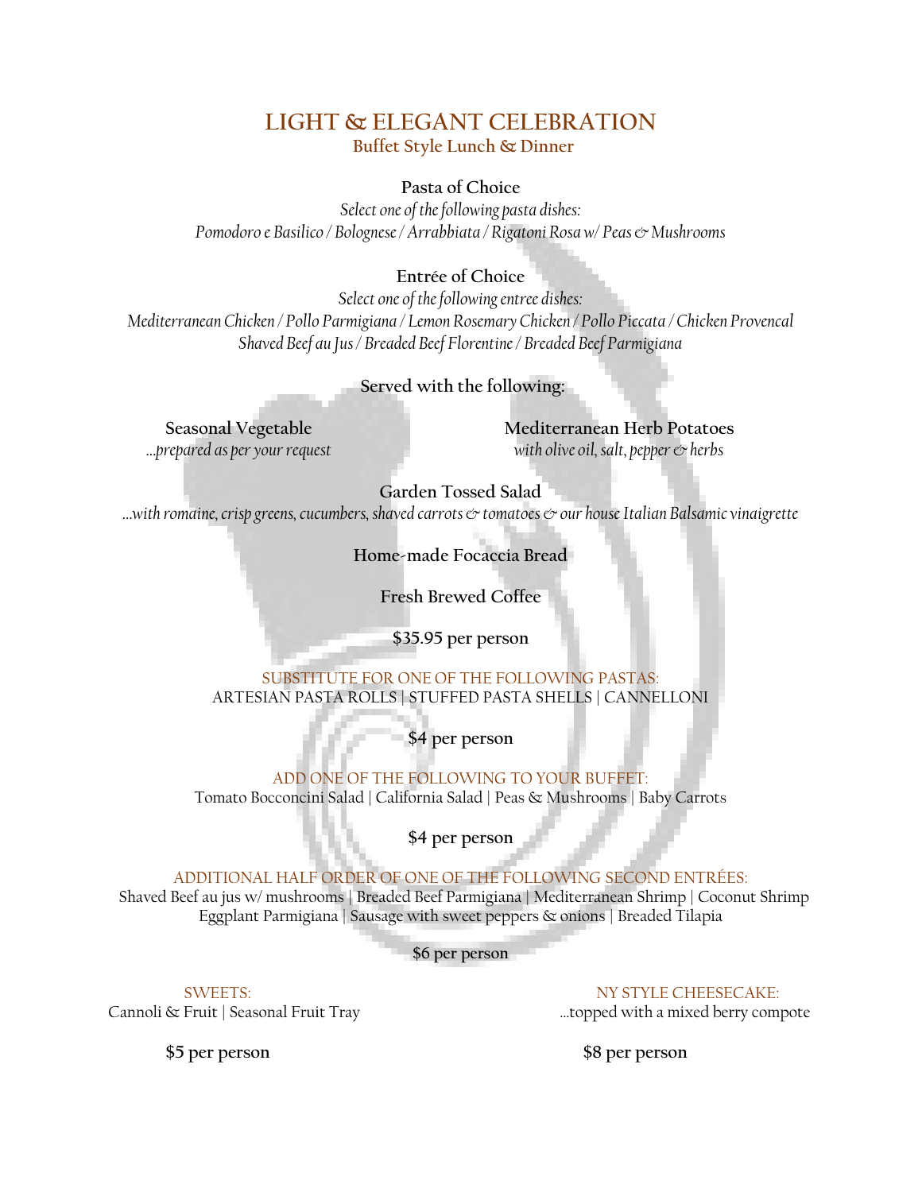# LIGHT & ELEGANT CELEBRATION

## Buffet Style Lunch & Dinner

**Pasta of Choice**

*Select one of the following pasta dishes:*

*Pomodoro e Basilico / Bolognese / Arrabbiata / Rigatoni Rosa w/ Peas & Mushrooms*

**Entrée of Choice**

*Select one of the following entree dishes:*

*Mediterranean Chicken / Pollo Parmigiana / Lemon Rosemary Chicken / Pollo Piccata / Chicken Provencal*

*Shaved Beef au Jus / Breaded Beef Florentine / Breaded Beef Parmigiana*

**Served with the following:**

**Seasonal Vegetable**

*...prepared as per your request*

**Mediterranean Herb Potatoes**

*with olive oil, salt, pepper & herbs*

**Garden Tossed Salad**

*...with romaine, crisp greens, cucumbers, shaved carrots & tomatoes & our house Italian Balsamic vinaigrette*

**Home-made Focaccia Bread**

**Fresh Brewed Coffee**

**$35.95 per person**

SUBSTITUTE FOR ONE OF THE FOLLOWING PASTAS:

ARTESIAN PASTA ROLLS | STUFFED PASTA SHELLS | CANNELLONI

**$4 per person**

ADD ONE OF THE FOLLOWING TO YOUR BUFFET:

Tomato Bocconcini Salad | California Salad | Peas & Mushrooms | Baby Carrots

**$4 per person**

ADDITIONAL HALF ORDER OF ONE OF THE FOLLOWING SECOND ENTRÉES:

Shaved Beef au jus w/ mushrooms | Breaded Beef Parmigiana | Mediterranean Shrimp | Coconut Shrimp

Eggplant Parmigiana | Sausage with sweet peppers & onions | Breaded Tilapia

**$6 per person**

SWEETS:

Cannoli & Fruit | Seasonal Fruit Tray

**$5 per person**

NY STYLE CHEESECAKE:

...topped with a mixed berry compote

**$8 per person**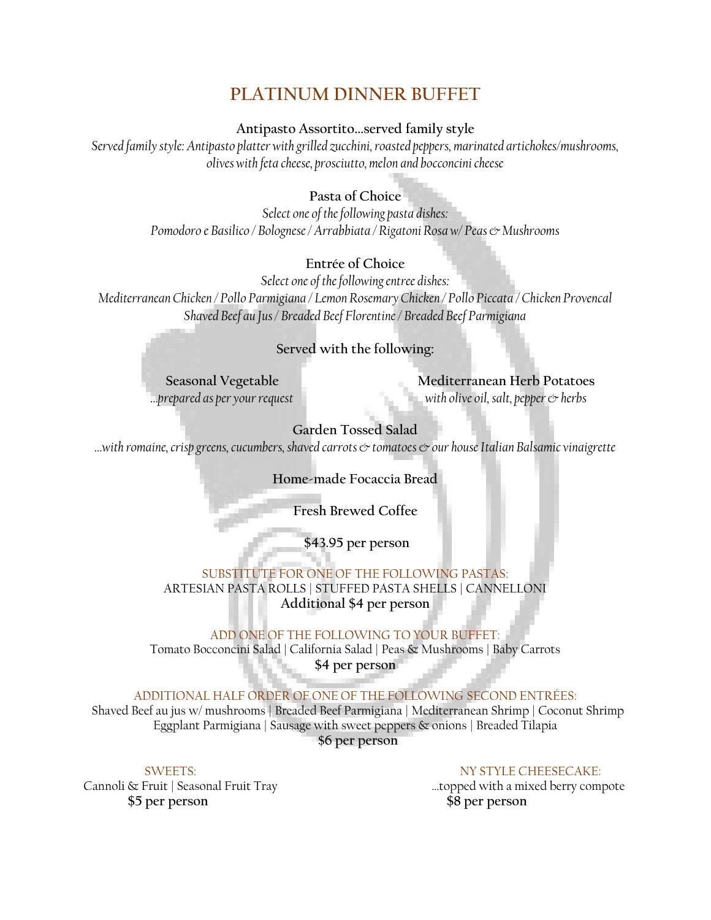# PLATINUM DINNER BUFFET

**Antipasto Assortito…served family style**

*Served family style: Antipasto platter with grilled zucchini, roasted peppers, marinated artichokes/mushrooms, olives with feta cheese, prosciutto, melon and bocconcini cheese*

**Pasta of Choice**

*Select one of the following pasta dishes:*
*Pomodoro e Basilico / Bolognese / Arrabbiata / Rigatoni Rosa w/ Peas & Mushrooms*

**Entrée of Choice**

*Select one of the following entree dishes:*
*Mediterranean Chicken / Pollo Parmigiana / Lemon Rosemary Chicken / Pollo Piccata / Chicken Provencal*
*Shaved Beef au Jus / Breaded Beef Florentine / Breaded Beef Parmigiana*

**Served with the following:**

**Seasonal Vegetable**
*…prepared as per your request*

**Mediterranean Herb Potatoes**
*with olive oil, salt, pepper & herbs*

**Garden Tossed Salad**
*…with romaine, crisp greens, cucumbers, shaved carrots & tomatoes & our house Italian Balsamic vinaigrette*

**Home-made Focaccia Bread**

**Fresh Brewed Coffee**

**$43.95 per person**

SUBSTITUTE FOR ONE OF THE FOLLOWING PASTAS:
ARTESIAN PASTA ROLLS | STUFFED PASTA SHELLS | CANNELLONI
**Additional $4 per person**

ADD ONE OF THE FOLLOWING TO YOUR BUFFET:
Tomato Bocconcini Salad | California Salad | Peas & Mushrooms | Baby Carrots
**$4 per person**

ADDITIONAL HALF ORDER OF ONE OF THE FOLLOWING SECOND ENTRÉES:
Shaved Beef au jus w/ mushrooms | Breaded Beef Parmigiana | Mediterranean Shrimp | Coconut Shrimp
Eggplant Parmigiana | Sausage with sweet peppers & onions | Breaded Tilapia
**$6 per person**

SWEETS:
Cannoli & Fruit | Seasonal Fruit Tray
**$5 per person**

NY STYLE CHEESECAKE:
…topped with a mixed berry compote
**$8 per person**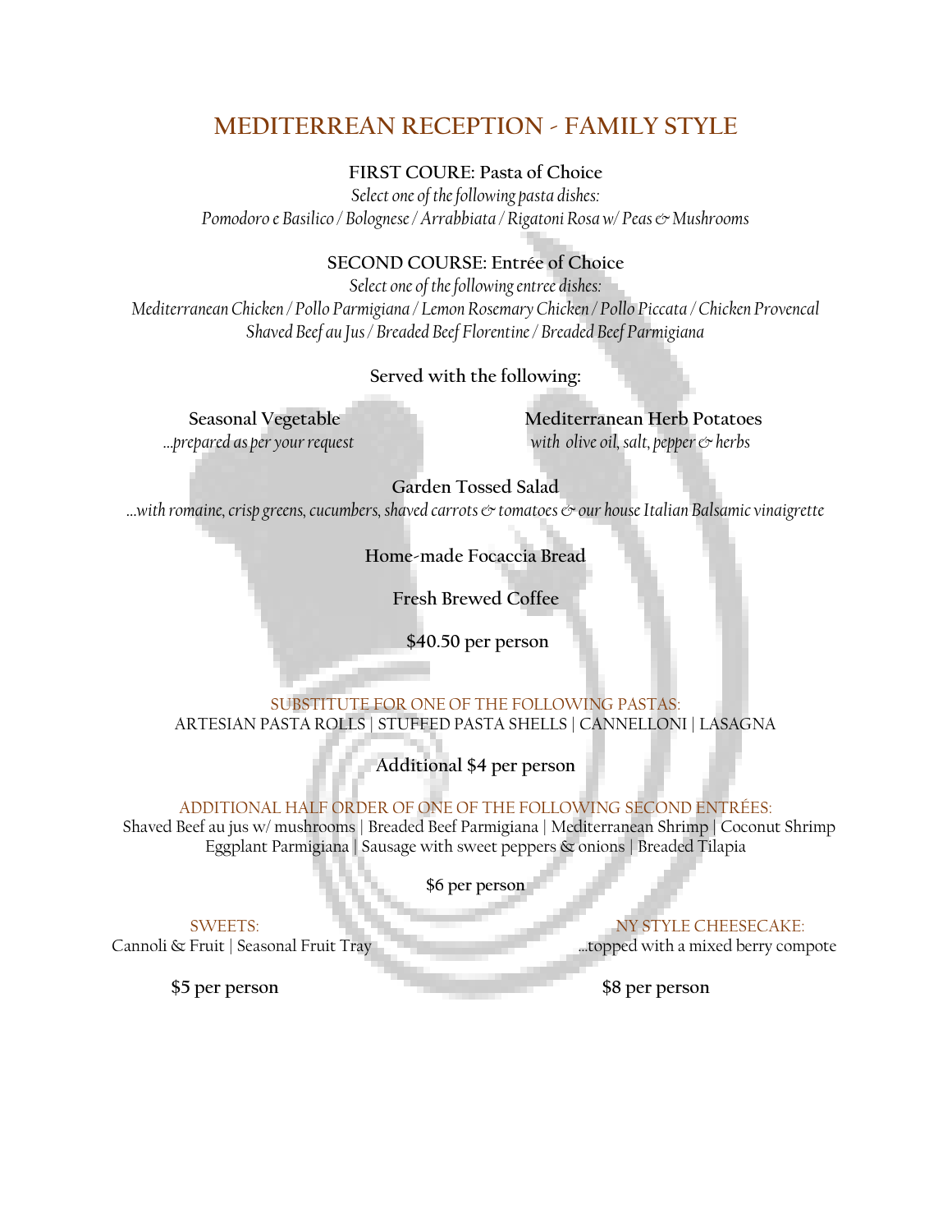# MEDITERREAN RECEPTION - FAMILY STYLE

**FIRST COURE: Pasta of Choice**

*Select one of the following pasta dishes:*
*Pomodoro e Basilico / Bolognese / Arrabbiata / Rigatoni Rosa w/ Peas & Mushrooms*

**SECOND COURSE: Entrée of Choice**

*Select one of the following entree dishes:*
*Mediterranean Chicken / Pollo Parmigiana / Lemon Rosemary Chicken / Pollo Piccata / Chicken Provencal*
*Shaved Beef au Jus / Breaded Beef Florentine / Breaded Beef Parmigiana*

**Served with the following:**

**Seasonal Vegetable**
*...prepared as per your request*

**Mediterranean Herb Potatoes**
*with olive oil, salt, pepper & herbs*

**Garden Tossed Salad**
*...with romaine, crisp greens, cucumbers, shaved carrots & tomatoes & our house Italian Balsamic vinaigrette*

**Home-made Focaccia Bread**

**Fresh Brewed Coffee**

**$40.50 per person**

SUBSTITUTE FOR ONE OF THE FOLLOWING PASTAS:
ARTESIAN PASTA ROLLS | STUFFED PASTA SHELLS | CANNELLONI | LASAGNA

**Additional $4 per person**

ADDITIONAL HALF ORDER OF ONE OF THE FOLLOWING SECOND ENTRÉES:
Shaved Beef au jus w/ mushrooms | Breaded Beef Parmigiana | Mediterranean Shrimp | Coconut Shrimp
Eggplant Parmigiana | Sausage with sweet peppers & onions | Breaded Tilapia

**$6 per person**

SWEETS:
Cannoli & Fruit | Seasonal Fruit Tray

**$5 per person**

NY STYLE CHEESECAKE:
...topped with a mixed berry compote

**$8 per person**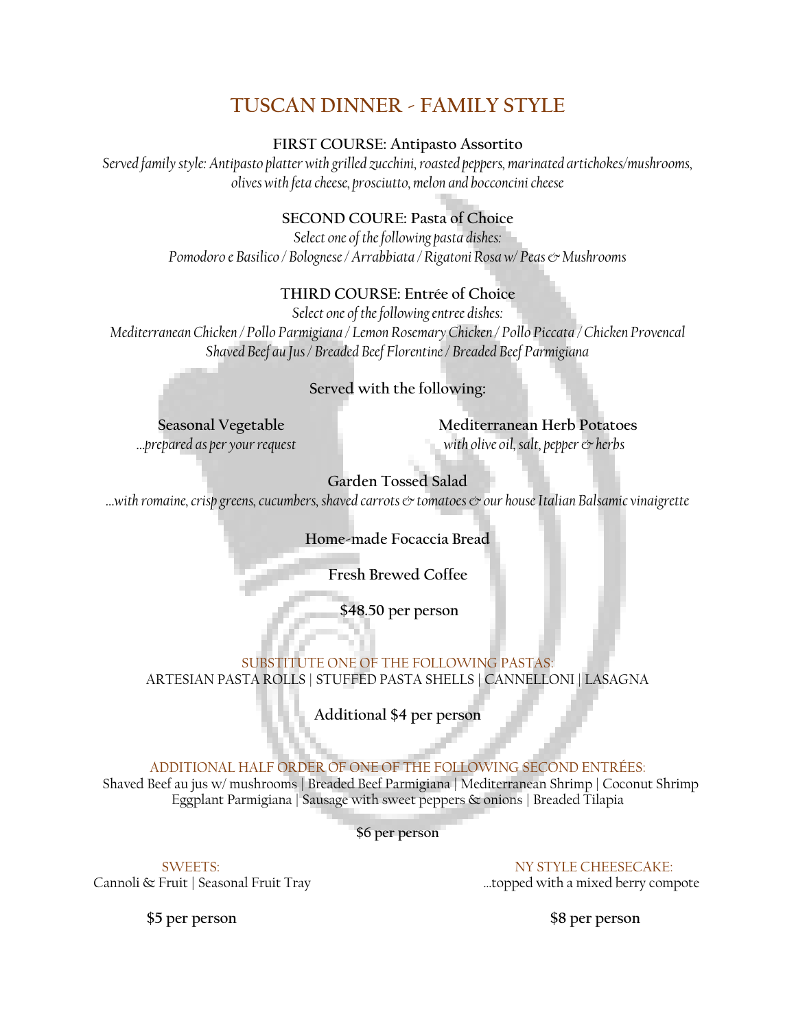# TUSCAN DINNER - FAMILY STYLE

**FIRST COURSE: Antipasto Assortito**

*Served family style: Antipasto platter with grilled zucchini, roasted peppers, marinated artichokes/mushrooms, olives with feta cheese, prosciutto, melon and bocconcini cheese*

**SECOND COURE: Pasta of Choice**

*Select one of the following pasta dishes:*
*Pomodoro e Basilico / Bolognese / Arrabbiata / Rigatoni Rosa w/ Peas & Mushrooms*

**THIRD COURSE: Entrée of Choice**

*Select one of the following entree dishes:*
*Mediterranean Chicken / Pollo Parmigiana / Lemon Rosemary Chicken / Pollo Piccata / Chicken Provencal*
*Shaved Beef au Jus / Breaded Beef Florentine / Breaded Beef Parmigiana*

**Served with the following:**

**Seasonal Vegetable**
*...prepared as per your request*

**Mediterranean Herb Potatoes**
*with olive oil, salt, pepper & herbs*

**Garden Tossed Salad**
*...with romaine, crisp greens, cucumbers, shaved carrots & tomatoes & our house Italian Balsamic vinaigrette*

**Home-made Focaccia Bread**

**Fresh Brewed Coffee**

**$48.50 per person**

SUBSTITUTE ONE OF THE FOLLOWING PASTAS:
ARTESIAN PASTA ROLLS | STUFFED PASTA SHELLS | CANNELLONI | LASAGNA

**Additional $4 per person**

ADDITIONAL HALF ORDER OF ONE OF THE FOLLOWING SECOND ENTRÉES:
Shaved Beef au jus w/ mushrooms | Breaded Beef Parmigiana | Mediterranean Shrimp | Coconut Shrimp
Eggplant Parmigiana | Sausage with sweet peppers & onions | Breaded Tilapia

**$6 per person**

SWEETS:
Cannoli & Fruit | Seasonal Fruit Tray

**$5 per person**

NY STYLE CHEESECAKE:
...topped with a mixed berry compote

**$8 per person**